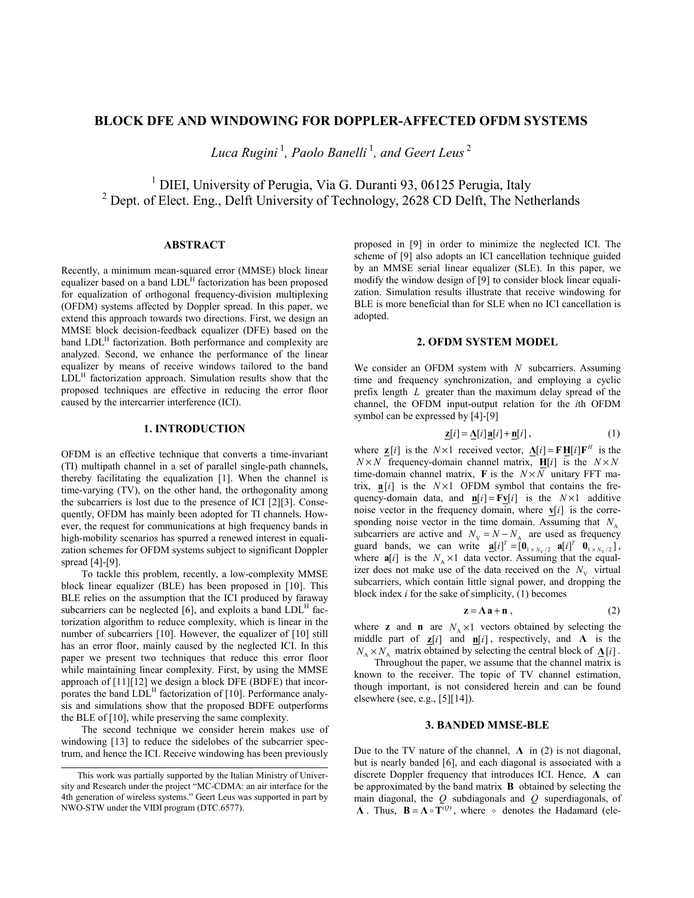# BLOCK DFE AND WINDOWING FOR DOPPLER-AFFECTED OFDM SYSTEMS

*Luca Rugini* [1], *Paolo Banelli* [1], *and Geert Leus* [2]

[1] DIEI, University of Perugia, Via G. Duranti 93, 06125 Perugia, Italy
[2] Dept. of Elect. Eng., Delft University of Technology, 2628 CD Delft, The Netherlands

## ABSTRACT

Recently, a minimum mean-squared error (MMSE) block linear equalizer based on a band LDL$^H$ factorization has been proposed for equalization of orthogonal frequency-division multiplexing (OFDM) systems affected by Doppler spread. In this paper, we extend this approach towards two directions. First, we design an MMSE block decision-feedback equalizer (DFE) based on the band LDL$^H$ factorization. Both performance and complexity are analyzed. Second, we enhance the performance of the linear equalizer by means of receive windows tailored to the band LDL$^H$ factorization approach. Simulation results show that the proposed techniques are effective in reducing the error floor caused by the intercarrier interference (ICI).

## 1. INTRODUCTION

OFDM is an effective technique that converts a time-invariant (TI) multipath channel in a set of parallel single-path channels, thereby facilitating the equalization [1]. When the channel is time-varying (TV), on the other hand, the orthogonality among the subcarriers is lost due to the presence of ICI [2][3]. Consequently, OFDM has mainly been adopted for TI channels. However, the request for communications at high frequency bands in high-mobility scenarios has spurred a renewed interest in equalization schemes for OFDM systems subject to significant Doppler spread [4]-[9].

To tackle this problem, recently, a low-complexity MMSE block linear equalizer (BLE) has been proposed in [10]. This BLE relies on the assumption that the ICI produced by faraway subcarriers can be neglected [6], and exploits a band LDL$^H$ factorization algorithm to reduce complexity, which is linear in the number of subcarriers [10]. However, the equalizer of [10] still has an error floor, mainly caused by the neglected ICI. In this paper we present two techniques that reduce this error floor while maintaining linear complexity. First, by using the MMSE approach of [11][12] we design a block DFE (BDFE) that incorporates the band LDL$^H$ factorization of [10]. Performance analysis and simulations show that the proposed BDFE outperforms the BLE of [10], while preserving the same complexity.

The second technique we consider herein makes use of windowing [13] to reduce the sidelobes of the subcarrier spectrum, and hence the ICI. Receive windowing has been previously proposed in [9] in order to minimize the neglected ICI. The scheme of [9] also adopts an ICI cancellation technique guided by an MMSE serial linear equalizer (SLE). In this paper, we modify the window design of [9] to consider block linear equalization. Simulation results illustrate that receive windowing for BLE is more beneficial than for SLE when no ICI cancellation is adopted.

## 2. OFDM SYSTEM MODEL

We consider an OFDM system with $N$ subcarriers. Assuming time and frequency synchronization, and employing a cyclic prefix length $L$ greater than the maximum delay spread of the channel, the OFDM input-output relation for the $i$th OFDM symbol can be expressed by [4]-[9]

$$\underline{\mathbf{z}}[i] = \underline{\mathbf{\Lambda}}[i]\,\underline{\mathbf{a}}[i] + \underline{\mathbf{n}}[i]\,, \tag{1}$$

where $\underline{\mathbf{z}}[i]$ is the $N \times 1$ received vector, $\underline{\mathbf{\Lambda}}[i] = \mathbf{F}\,\underline{\mathbf{H}}[i]\mathbf{F}^H$ is the $N \times N$ frequency-domain channel matrix, $\underline{\mathbf{H}}[i]$ is the $N \times N$ time-domain channel matrix, $\mathbf{F}$ is the $N \times N$ unitary FFT matrix, $\underline{\mathbf{a}}[i]$ is the $N \times 1$ OFDM symbol that contains the frequency-domain data, and $\underline{\mathbf{n}}[i] = \mathbf{F}\underline{\mathbf{v}}[i]$ is the $N \times 1$ additive noise vector in the frequency domain, where $\underline{\mathbf{v}}[i]$ is the corresponding noise vector in the time domain. Assuming that $N_A$ subcarriers are active and $N_V = N - N_A$ are used as frequency guard bands, we can write $\underline{\mathbf{a}}[i]^T = [\mathbf{0}_{1 \times N_V/2} \;\; \mathbf{a}[i]^T \;\; \mathbf{0}_{1 \times N_V/2}]$, where $\mathbf{a}[i]$ is the $N_A \times 1$ data vector. Assuming that the equalizer does not make use of the data received on the $N_V$ virtual subcarriers, which contain little signal power, and dropping the block index $i$ for the sake of simplicity, (1) becomes

$$\mathbf{z} = \mathbf{\Lambda}\,\mathbf{a} + \mathbf{n}\,, \tag{2}$$

where $\mathbf{z}$ and $\mathbf{n}$ are $N_A \times 1$ vectors obtained by selecting the middle part of $\underline{\mathbf{z}}[i]$ and $\underline{\mathbf{n}}[i]$, respectively, and $\mathbf{\Lambda}$ is the $N_A \times N_A$ matrix obtained by selecting the central block of $\underline{\mathbf{\Lambda}}[i]$.

Throughout the paper, we assume that the channel matrix is known to the receiver. The topic of TV channel estimation, though important, is not considered herein and can be found elsewhere (see, e.g., [5][14]).

## 3. BANDED MMSE-BLE

Due to the TV nature of the channel, $\mathbf{\Lambda}$ in (2) is not diagonal, but is nearly banded [6], and each diagonal is associated with a discrete Doppler frequency that introduces ICI. Hence, $\mathbf{\Lambda}$ can be approximated by the band matrix $\mathbf{B}$ obtained by selecting the main diagonal, the $Q$ subdiagonals and $Q$ superdiagonals, of $\mathbf{\Lambda}$. Thus, $\mathbf{B} = \mathbf{\Lambda} \circ \mathbf{T}^{(Q)}$, where $\circ$ denotes the Hadamard (ele-

---

This work was partially supported by the Italian Ministry of University and Research under the project "MC-CDMA: an air interface for the 4th generation of wireless systems." Geert Leus was supported in part by NWO-STW under the VIDI program (DTC.6577).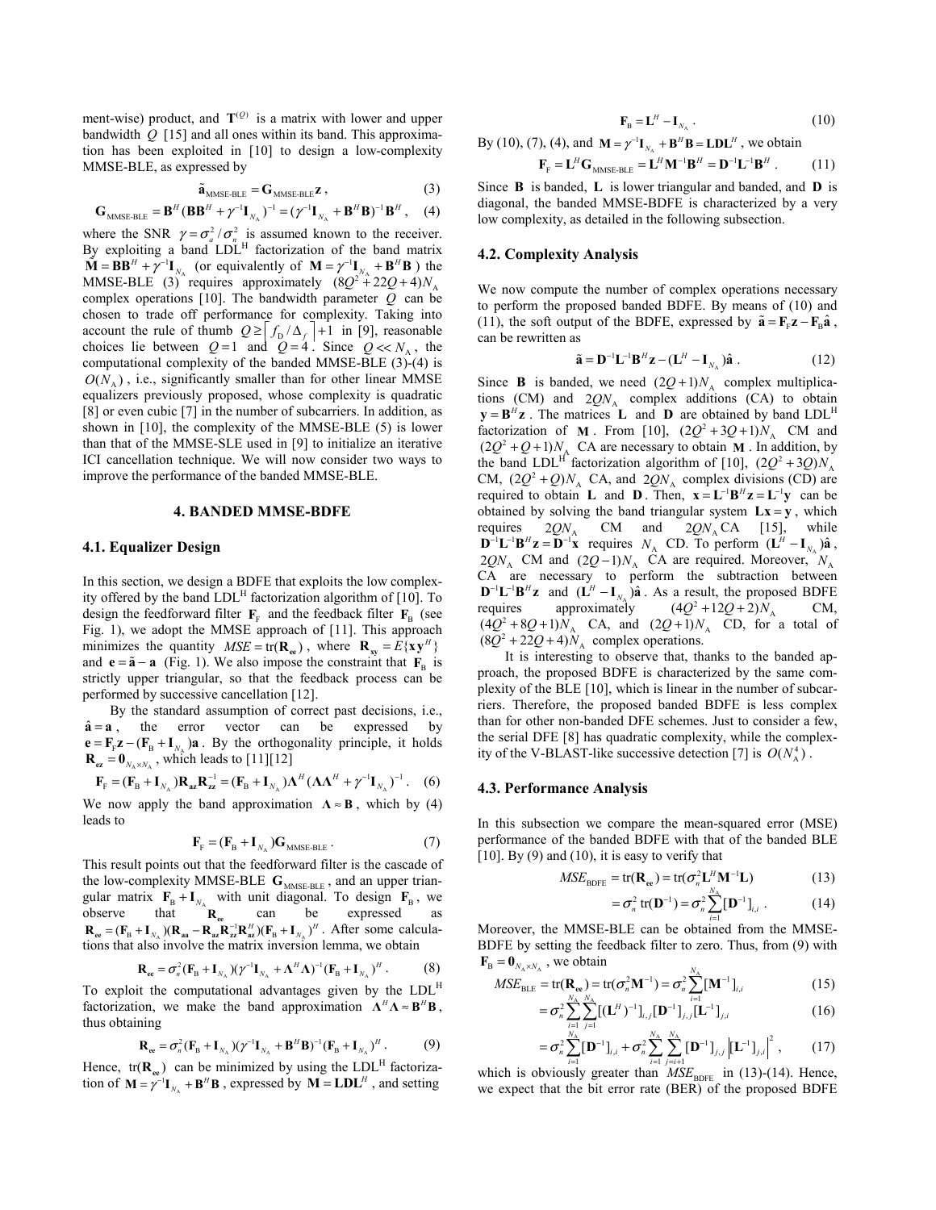ment-wise) product, and $\mathbf{T}^{(Q)}$ is a matrix with lower and upper bandwidth $Q$ [15] and all ones within its band. This approximation has been exploited in [10] to design a low-complexity MMSE-BLE, as expressed by

$$\tilde{\mathbf{a}}_{\text{MMSE-BLE}} = \mathbf{G}_{\text{MMSE-BLE}}\mathbf{z}\,, \tag{3}$$

$$\mathbf{G}_{\text{MMSE-BLE}} = \mathbf{B}^H(\mathbf{B}\mathbf{B}^H + \gamma^{-1}\mathbf{I}_{N_A})^{-1} = (\gamma^{-1}\mathbf{I}_{N_A} + \mathbf{B}^H\mathbf{B})^{-1}\mathbf{B}^H\,, \tag{4}$$

where the SNR $\gamma = \sigma_a^2/\sigma_n^2$ is assumed known to the receiver. By exploiting a band LDL[H] factorization of the band matrix $\mathbf{M} = \mathbf{B}\mathbf{B}^H + \gamma^{-1}\mathbf{I}_{N_A}$ (or equivalently of $\mathbf{M} = \gamma^{-1}\mathbf{I}_{N_A} + \mathbf{B}^H\mathbf{B}$) the MMSE-BLE (3) requires approximately $(8Q^2 + 22Q + 4)N_A$ complex operations [10]. The bandwidth parameter $Q$ can be chosen to trade off performance for complexity. Taking into account the rule of thumb $Q \geq \lceil f_D/\Delta_f \rceil + 1$ in [9], reasonable choices lie between $Q = 1$ and $Q = 4$. Since $Q << N_A$, the computational complexity of the banded MMSE-BLE (3)-(4) is $O(N_A)$, i.e., significantly smaller than for other linear MMSE equalizers previously proposed, whose complexity is quadratic [8] or even cubic [7] in the number of subcarriers. In addition, as shown in [10], the complexity of the MMSE-BLE (5) is lower than that of the MMSE-SLE used in [9] to initialize an iterative ICI cancellation technique. We will now consider two ways to improve the performance of the banded MMSE-BLE.

## 4. BANDED MMSE-BDFE

### 4.1. Equalizer Design

In this section, we design a BDFE that exploits the low complexity offered by the band LDL[H] factorization algorithm of [10]. To design the feedforward filter $\mathbf{F}_F$ and the feedback filter $\mathbf{F}_B$ (see Fig. 1), we adopt the MMSE approach of [11]. This approach minimizes the quantity $MSE = \text{tr}(\mathbf{R}_{\mathbf{ee}})$, where $\mathbf{R}_{\mathbf{xy}} = E\{\mathbf{x}\mathbf{y}^H\}$ and $\mathbf{e} = \tilde{\mathbf{a}} - \mathbf{a}$ (Fig. 1). We also impose the constraint that $\mathbf{F}_B$ is strictly upper triangular, so that the feedback process can be performed by successive cancellation [12].

By the standard assumption of correct past decisions, i.e., $\hat{\mathbf{a}} = \mathbf{a}$, the error vector can be expressed by $\mathbf{e} = \mathbf{F}_F\mathbf{z} - (\mathbf{F}_B + \mathbf{I}_{N_A})\mathbf{a}$. By the orthogonality principle, it holds $\mathbf{R}_{\mathbf{ez}} = \mathbf{0}_{N_A \times N_A}$, which leads to [11][12]

$$\mathbf{F}_F = (\mathbf{F}_B + \mathbf{I}_{N_A})\mathbf{R}_{\mathbf{az}}\mathbf{R}_{\mathbf{zz}}^{-1} = (\mathbf{F}_B + \mathbf{I}_{N_A})\boldsymbol{\Lambda}^H(\boldsymbol{\Lambda}\boldsymbol{\Lambda}^H + \gamma^{-1}\mathbf{I}_{N_A})^{-1}\,. \tag{6}$$

We now apply the band approximation $\boldsymbol{\Lambda} \approx \mathbf{B}$, which by (4) leads to

$$\mathbf{F}_F = (\mathbf{F}_B + \mathbf{I}_{N_A})\mathbf{G}_{\text{MMSE-BLE}}\,. \tag{7}$$

This result points out that the feedforward filter is the cascade of the low-complexity MMSE-BLE $\mathbf{G}_{\text{MMSE-BLE}}$, and an upper triangular matrix $\mathbf{F}_B + \mathbf{I}_{N_A}$ with unit diagonal. To design $\mathbf{F}_B$, we observe that $\mathbf{R}_{\mathbf{ee}}$ can be expressed as $\mathbf{R}_{\mathbf{ee}} = (\mathbf{F}_B + \mathbf{I}_{N_A})(\mathbf{R}_{\mathbf{aa}} - \mathbf{R}_{\mathbf{az}}\mathbf{R}_{\mathbf{zz}}^{-1}\mathbf{R}_{\mathbf{az}}^H)(\mathbf{F}_B + \mathbf{I}_{N_A})^H$. After some calculations that also involve the matrix inversion lemma, we obtain

$$\mathbf{R}_{\mathbf{ee}} = \sigma_n^2(\mathbf{F}_B + \mathbf{I}_{N_A})(\gamma^{-1}\mathbf{I}_{N_A} + \boldsymbol{\Lambda}^H\boldsymbol{\Lambda})^{-1}(\mathbf{F}_B + \mathbf{I}_{N_A})^H\,. \tag{8}$$

To exploit the computational advantages given by the LDL[H] factorization, we make the band approximation $\boldsymbol{\Lambda}^H\boldsymbol{\Lambda} \approx \mathbf{B}^H\mathbf{B}$, thus obtaining

$$\mathbf{R}_{\mathbf{ee}} = \sigma_n^2(\mathbf{F}_B + \mathbf{I}_{N_A})(\gamma^{-1}\mathbf{I}_{N_A} + \mathbf{B}^H\mathbf{B})^{-1}(\mathbf{F}_B + \mathbf{I}_{N_A})^H\,. \tag{9}$$

Hence, $\text{tr}(\mathbf{R}_{\mathbf{ee}})$ can be minimized by using the LDL[H] factorization of $\mathbf{M} = \gamma^{-1}\mathbf{I}_{N_A} + \mathbf{B}^H\mathbf{B}$, expressed by $\mathbf{M} = \mathbf{L}\mathbf{D}\mathbf{L}^H$, and setting

$$\mathbf{F}_B = \mathbf{L}^H - \mathbf{I}_{N_A}\,. \tag{10}$$

By (10), (7), (4), and $\mathbf{M} = \gamma^{-1}\mathbf{I}_{N_A} + \mathbf{B}^H\mathbf{B} = \mathbf{L}\mathbf{D}\mathbf{L}^H$, we obtain

$$\mathbf{F}_F = \mathbf{L}^H\mathbf{G}_{\text{MMSE-BLE}} = \mathbf{L}^H\mathbf{M}^{-1}\mathbf{B}^H = \mathbf{D}^{-1}\mathbf{L}^{-1}\mathbf{B}^H\,. \tag{11}$$

Since $\mathbf{B}$ is banded, $\mathbf{L}$ is lower triangular and banded, and $\mathbf{D}$ is diagonal, the banded MMSE-BDFE is characterized by a very low complexity, as detailed in the following subsection.

### 4.2. Complexity Analysis

We now compute the number of complex operations necessary to perform the proposed banded BDFE. By means of (10) and (11), the soft output of the BDFE, expressed by $\tilde{\mathbf{a}} = \mathbf{F}_F\mathbf{z} - \mathbf{F}_B\hat{\mathbf{a}}$, can be rewritten as

$$\tilde{\mathbf{a}} = \mathbf{D}^{-1}\mathbf{L}^{-1}\mathbf{B}^H\mathbf{z} - (\mathbf{L}^H - \mathbf{I}_{N_A})\hat{\mathbf{a}}\,. \tag{12}$$

Since $\mathbf{B}$ is banded, we need $(2Q+1)N_A$ complex multiplications (CM) and $2QN_A$ complex additions (CA) to obtain $\mathbf{y} = \mathbf{B}^H\mathbf{z}$. The matrices $\mathbf{L}$ and $\mathbf{D}$ are obtained by band LDL[H] factorization of $\mathbf{M}$. From [10], $(2Q^2 + 3Q + 1)N_A$ CM and $(2Q^2 + Q + 1)N_A$ CA are necessary to obtain $\mathbf{M}$. In addition, by the band LDL[H] factorization algorithm of [10], $(2Q^2 + 3Q)N_A$ CM, $(2Q^2 + Q)N_A$ CA, and $2QN_A$ complex divisions (CD) are required to obtain $\mathbf{L}$ and $\mathbf{D}$. Then, $\mathbf{x} = \mathbf{L}^{-1}\mathbf{B}^H\mathbf{z} = \mathbf{L}^{-1}\mathbf{y}$ can be obtained by solving the band triangular system $\mathbf{L}\mathbf{x} = \mathbf{y}$, which requires $2QN_A$ CM and $2QN_A$ CA [15], while $\mathbf{D}^{-1}\mathbf{L}^{-1}\mathbf{B}^H\mathbf{z} = \mathbf{D}^{-1}\mathbf{x}$ requires $N_A$ CD. To perform $(\mathbf{L}^H - \mathbf{I}_{N_A})\hat{\mathbf{a}}$, $2QN_A$ CM and $(2Q-1)N_A$ CA are required. Moreover, $N_A$ CA are necessary to perform the subtraction between $\mathbf{D}^{-1}\mathbf{L}^{-1}\mathbf{B}^H\mathbf{z}$ and $(\mathbf{L}^H - \mathbf{I}_{N_A})\hat{\mathbf{a}}$. As a result, the proposed BDFE requires approximately $(4Q^2 + 12Q + 2)N_A$ CM, $(4Q^2 + 8Q + 1)N_A$ CA, and $(2Q+1)N_A$ CD, for a total of $(8Q^2 + 22Q + 4)N_A$ complex operations.

It is interesting to observe that, thanks to the banded approach, the proposed BDFE is characterized by the same complexity of the BLE [10], which is linear in the number of subcarriers. Therefore, the proposed banded BDFE is less complex than for other non-banded DFE schemes. Just to consider a few, the serial DFE [8] has quadratic complexity, while the complexity of the V-BLAST-like successive detection [7] is $O(N_A^4)$.

### 4.3. Performance Analysis

In this subsection we compare the mean-squared error (MSE) performance of the banded BDFE with that of the banded BLE [10]. By (9) and (10), it is easy to verify that

$$MSE_{\text{BDFE}} = \text{tr}(\mathbf{R}_{\mathbf{ee}}) = \text{tr}(\sigma_n^2\mathbf{L}^H\mathbf{M}^{-1}\mathbf{L}) \tag{13}$$

$$= \sigma_n^2\,\text{tr}(\mathbf{D}^{-1}) = \sigma_n^2\sum_{i=1}^{N_A}[\mathbf{D}^{-1}]_{i,i}\,. \tag{14}$$

Moreover, the MMSE-BLE can be obtained from the MMSE-BDFE by setting the feedback filter to zero. Thus, from (9) with $\mathbf{F}_B = \mathbf{0}_{N_A \times N_A}$, we obtain

$$MSE_{\text{BLE}} = \text{tr}(\mathbf{R}_{\mathbf{ee}}) = \text{tr}(\sigma_n^2\mathbf{M}^{-1}) = \sigma_n^2\sum_{i=1}^{N_A}[\mathbf{M}^{-1}]_{i,i} \tag{15}$$

$$= \sigma_n^2\sum_{i=1}^{N_A}\sum_{j=1}^{N_A}[(\mathbf{L}^H)^{-1}]_{i,j}[\mathbf{D}^{-1}]_{j,j}[\mathbf{L}^{-1}]_{j,i} \tag{16}$$

$$= \sigma_n^2\sum_{i=1}^{N_A}[\mathbf{D}^{-1}]_{i,i} + \sigma_n^2\sum_{i=1}^{N_A}\sum_{j=i+1}^{N_A}[\mathbf{D}^{-1}]_{j,j}\left|[\mathbf{L}^{-1}]_{j,i}\right|^2\,, \tag{17}$$

which is obviously greater than $MSE_{\text{BDFE}}$ in (13)-(14). Hence, we expect that the bit error rate (BER) of the proposed BDFE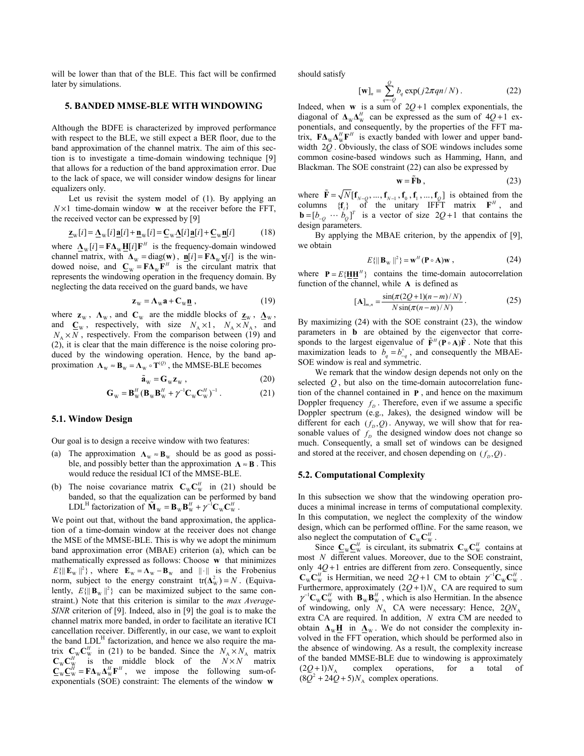will be lower than that of the BLE. This fact will be confirmed later by simulations.

## 5. BANDED MMSE-BLE WITH WINDOWING

Although the BDFE is characterized by improved performance with respect to the BLE, we still expect a BER floor, due to the band approximation of the channel matrix. The aim of this section is to investigate a time-domain windowing technique [9] that allows for a reduction of the band approximation error. Due to the lack of space, we will consider window designs for linear equalizers only.

Let us revisit the system model of (1). By applying an $N \times 1$ time-domain window $\mathbf{w}$ at the receiver before the FFT, the received vector can be expressed by [9]

$$\underline{\mathbf{z}}_{\mathrm{W}}[i] = \underline{\mathbf{\Lambda}}_{\mathrm{W}}[i]\,\underline{\mathbf{a}}[i] + \underline{\mathbf{n}}_{\mathrm{W}}[i] = \underline{\mathbf{C}}_{\mathrm{W}}\underline{\mathbf{\Lambda}}[i]\,\underline{\mathbf{a}}[i] + \underline{\mathbf{C}}_{\mathrm{W}}\underline{\mathbf{n}}[i] \tag{18}$$

where $\underline{\mathbf{\Lambda}}_{\mathrm{W}}[i] = \mathbf{F}\mathbf{\Delta}_{\mathrm{W}}\underline{\mathbf{H}}[i]\mathbf{F}^H$ is the frequency-domain windowed channel matrix, with $\mathbf{\Delta}_{\mathrm{W}} = \mathrm{diag}(\mathbf{w})$, $\underline{\mathbf{n}}[i] = \mathbf{F}\mathbf{\Delta}_{\mathrm{W}}\underline{\mathbf{v}}[i]$ is the windowed noise, and $\underline{\mathbf{C}}_{\mathrm{W}} = \mathbf{F}\mathbf{\Delta}_{\mathrm{W}}\mathbf{F}^H$ is the circulant matrix that represents the windowing operation in the frequency domain. By neglecting the data received on the guard bands, we have

$$\mathbf{z}_{\mathrm{W}} = \mathbf{\Lambda}_{\mathrm{W}}\mathbf{a} + \mathbf{C}_{\mathrm{W}}\underline{\mathbf{n}}\,, \tag{19}$$

where $\mathbf{z}_{\mathrm{W}}$, $\mathbf{\Lambda}_{\mathrm{W}}$, and $\mathbf{C}_{\mathrm{W}}$ are the middle blocks of $\underline{\mathbf{z}}_{\mathrm{W}}$, $\underline{\mathbf{\Lambda}}_{\mathrm{W}}$, and $\underline{\mathbf{C}}_{\mathrm{W}}$, respectively, with size $N_{\mathrm{A}} \times 1$, $N_{\mathrm{A}} \times N_{\mathrm{A}}$, and $N_{\mathrm{A}} \times N$, respectively. From the comparison between (19) and (2), it is clear that the main difference is the noise coloring produced by the windowing operation. Hence, by the band approximation $\mathbf{\Lambda}_{\mathrm{W}} \approx \mathbf{B}_{\mathrm{W}} = \mathbf{\Lambda}_{\mathrm{W}} \circ \mathbf{T}^{(Q)}$, the MMSE-BLE becomes

$$\tilde{\mathbf{a}}_{\mathrm{W}} = \mathbf{G}_{\mathrm{W}}\mathbf{z}_{\mathrm{W}}\,, \tag{20}$$

$$\mathbf{G}_{\mathrm{W}} = \mathbf{B}_{\mathrm{W}}^H(\mathbf{B}_{\mathrm{W}}\mathbf{B}_{\mathrm{W}}^H + \gamma^{-1}\mathbf{C}_{\mathrm{W}}\mathbf{C}_{\mathrm{W}}^H)^{-1}\,. \tag{21}$$

### 5.1. Window Design

Our goal is to design a receive window with two features:

(a) The approximation $\mathbf{\Lambda}_{\mathrm{W}} \approx \mathbf{B}_{\mathrm{W}}$ should be as good as possible, and possibly better than the approximation $\mathbf{\Lambda} \approx \mathbf{B}$. This would reduce the residual ICI of the MMSE-BLE.

(b) The noise covariance matrix $\mathbf{C}_{\mathrm{W}}\mathbf{C}_{\mathrm{W}}^H$ in (21) should be banded, so that the equalization can be performed by band LDL$^{\mathrm{H}}$ factorization of $\tilde{\mathbf{M}}_{\mathrm{W}} = \mathbf{B}_{\mathrm{W}}\mathbf{B}_{\mathrm{W}}^H + \gamma^{-1}\mathbf{C}_{\mathrm{W}}\mathbf{C}_{\mathrm{W}}^H$.

We point out that, without the band approximation, the application of a time-domain window at the receiver does not change the MSE of the MMSE-BLE. This is why we adopt the minimum band approximation error (MBAE) criterion (a), which can be mathematically expressed as follows: Choose $\mathbf{w}$ that minimizes $E\{\|\mathbf{E}_{\mathrm{W}}\|^2\}$, where $\mathbf{E}_{\mathrm{W}} = \mathbf{\Lambda}_{\mathrm{W}} - \mathbf{B}_{\mathrm{W}}$ and $\|\cdot\|$ is the Frobenius norm, subject to the energy constraint $\mathrm{tr}(\mathbf{\Delta}_{\mathrm{W}}^2) = N$. (Equivalently, $E\{\|\mathbf{B}_{\mathrm{W}}\|^2\}$ can be maximized subject to the same constraint.) Note that this criterion is similar to the *max Average-SINR* criterion of [9]. Indeed, also in [9] the goal is to make the channel matrix more banded, in order to facilitate an iterative ICI cancellation receiver. Differently, in our case, we want to exploit the band LDL$^{\mathrm{H}}$ factorization, and hence we also require the matrix $\mathbf{C}_{\mathrm{W}}\mathbf{C}_{\mathrm{W}}^H$ in (21) to be banded. Since the $N_{\mathrm{A}} \times N_{\mathrm{A}}$ matrix $\mathbf{C}_{\mathrm{W}}\mathbf{C}_{\mathrm{W}}^H$ is the middle block of the $N \times N$ matrix $\underline{\mathbf{C}}_{\mathrm{W}}\underline{\mathbf{C}}_{\mathrm{W}}^H = \mathbf{F}\mathbf{\Delta}_{\mathrm{W}}\mathbf{\Delta}_{\mathrm{W}}^H\mathbf{F}^H$, we impose the following sum-of-exponentials (SOE) constraint: The elements of the window $\mathbf{w}$ should satisfy

$$[\mathbf{w}]_n = \sum_{q=-Q}^{Q} b_q \exp(j2\pi qn/N)\,. \tag{22}$$

Indeed, when $\mathbf{w}$ is a sum of $2Q+1$ complex exponentials, the diagonal of $\mathbf{\Delta}_{\mathrm{W}}\mathbf{\Delta}_{\mathrm{W}}^H$ can be expressed as the sum of $4Q+1$ exponentials, and consequently, by the properties of the FFT matrix, $\mathbf{F}\mathbf{\Delta}_{\mathrm{W}}\mathbf{\Delta}_{\mathrm{W}}^H\mathbf{F}^H$ is exactly banded with lower and upper bandwidth $2Q$. Obviously, the class of SOE windows includes some common cosine-based windows such as Hamming, Hann, and Blackman. The SOE constraint (22) can also be expressed by

$$\mathbf{w} = \tilde{\mathbf{F}}\mathbf{b}\,, \tag{23}$$

where $\tilde{\mathbf{F}} = \sqrt{N}[\mathbf{f}_{N-Q}, \ldots, \mathbf{f}_{N-1}, \mathbf{f}_0, \mathbf{f}_1, \ldots, \mathbf{f}_Q]$ is obtained from the columns $\{\mathbf{f}_i\}$ of the unitary IFFT matrix $\mathbf{F}^H$, and $\mathbf{b} = [b_{-Q} \cdots b_Q]^T$ is a vector of size $2Q+1$ that contains the design parameters.

By applying the MBAE criterion, by the appendix of [9], we obtain

$$E\{\|\mathbf{B}_{\mathrm{W}}\|^2\} = \mathbf{w}^H(\mathbf{P} \circ \mathbf{A})\mathbf{w}\,, \tag{24}$$

where $\mathbf{P} = E\{\underline{\mathbf{H}}\underline{\mathbf{H}}^H\}$ contains the time-domain autocorrelation function of the channel, while $\mathbf{A}$ is defined as

$$[\mathbf{A}]_{m,n} = \frac{\sin(\pi(2Q+1)(n-m)/N)}{N\sin(\pi(n-m)/N)}\,. \tag{25}$$

By maximizing (24) with the SOE constraint (23), the window parameters in $\mathbf{b}$ are obtained by the eigenvector that corresponds to the largest eigenvalue of $\tilde{\mathbf{F}}^H(\mathbf{P} \circ \mathbf{A})\tilde{\mathbf{F}}$. Note that this maximization leads to $b_q = b_{-q}^*$, and consequently the MBAE-SOE window is real and symmetric.

We remark that the window design depends not only on the selected $Q$, but also on the time-domain autocorrelation function of the channel contained in $\mathbf{P}$, and hence on the maximum Doppler frequency $f_D$. Therefore, even if we assume a specific Doppler spectrum (e.g., Jakes), the designed window will be different for each $(f_D, Q)$. Anyway, we will show that for reasonable values of $f_D$ the designed window does not change so much. Consequently, a small set of windows can be designed and stored at the receiver, and chosen depending on $(f_D, Q)$.

### 5.2. Computational Complexity

In this subsection we show that the windowing operation produces a minimal increase in terms of computational complexity. In this computation, we neglect the complexity of the window design, which can be performed offline. For the same reason, we also neglect the computation of $\mathbf{C}_{\mathrm{W}}\mathbf{C}_{\mathrm{W}}^H$.

Since $\underline{\mathbf{C}}_{\mathrm{W}}\underline{\mathbf{C}}_{\mathrm{W}}^H$ is circulant, its submatrix $\mathbf{C}_{\mathrm{W}}\mathbf{C}_{\mathrm{W}}^H$ contains at most $N$ different values. Moreover, due to the SOE constraint, only $4Q+1$ entries are different from zero. Consequently, since $\mathbf{C}_{\mathrm{W}}\mathbf{C}_{\mathrm{W}}^H$ is Hermitian, we need $2Q+1$ CM to obtain $\gamma^{-1}\mathbf{C}_{\mathrm{W}}\mathbf{C}_{\mathrm{W}}^H$. Furthermore, approximately $(2Q+1)N_{\mathrm{A}}$ CA are required to sum $\gamma^{-1}\mathbf{C}_{\mathrm{W}}\mathbf{C}_{\mathrm{W}}^H$ with $\mathbf{B}_{\mathrm{W}}\mathbf{B}_{\mathrm{W}}^H$, which is also Hermitian. In the absence of windowing, only $N_{\mathrm{A}}$ CA were necessary: Hence, $2QN_{\mathrm{A}}$ extra CA are required. In addition, $N$ extra CM are needed to obtain $\mathbf{\Delta}_{\mathrm{W}}\underline{\mathbf{H}}$ in $\underline{\mathbf{\Lambda}}_{\mathrm{W}}$. We do not consider the complexity involved in the FFT operation, which should be performed also in the absence of windowing. As a result, the complexity increase of the banded MMSE-BLE due to windowing is approximately $(2Q+1)N_{\mathrm{A}}$ complex operations, for a total of $(8Q^2+24Q+5)N_{\mathrm{A}}$ complex operations.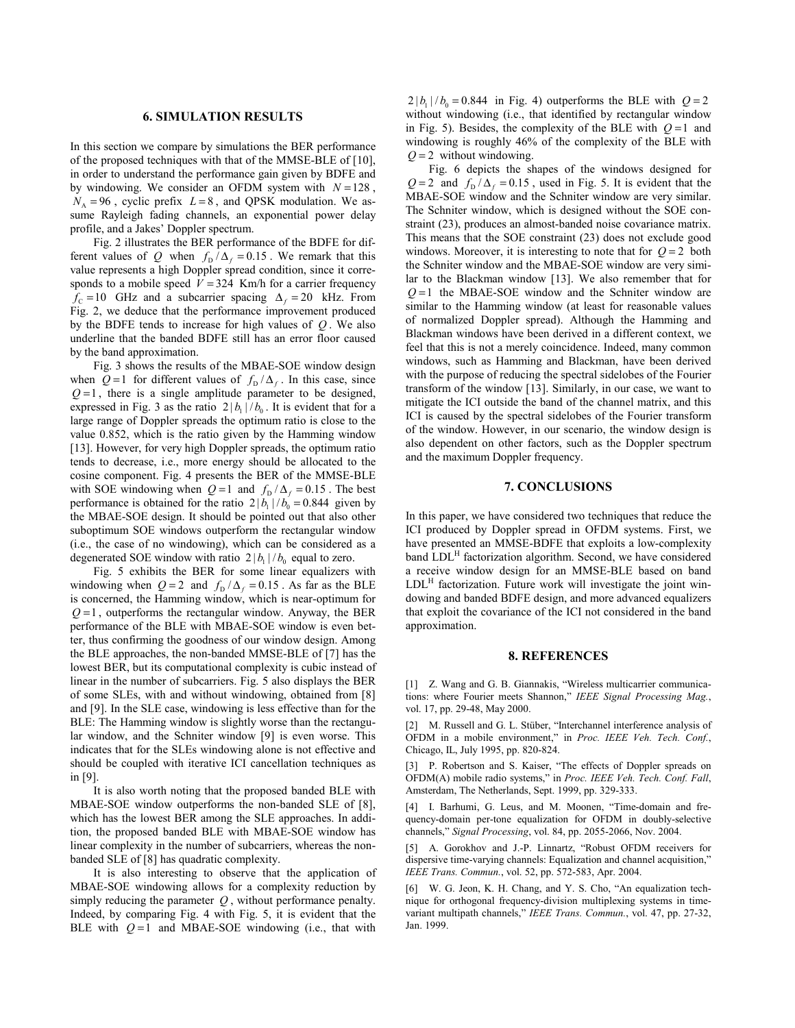## 6. SIMULATION RESULTS

In this section we compare by simulations the BER performance of the proposed techniques with that of the MMSE-BLE of [10], in order to understand the performance gain given by BDFE and by windowing. We consider an OFDM system with $N = 128$, $N_A = 96$, cyclic prefix $L = 8$, and QPSK modulation. We assume Rayleigh fading channels, an exponential power delay profile, and a Jakes' Doppler spectrum.

Fig. 2 illustrates the BER performance of the BDFE for different values of $Q$ when $f_D / \Delta_f = 0.15$. We remark that this value represents a high Doppler spread condition, since it corresponds to a mobile speed $V = 324$ Km/h for a carrier frequency $f_C = 10$ GHz and a subcarrier spacing $\Delta_f = 20$ kHz. From Fig. 2, we deduce that the performance improvement produced by the BDFE tends to increase for high values of $Q$. We also underline that the banded BDFE still has an error floor caused by the band approximation.

Fig. 3 shows the results of the MBAE-SOE window design when $Q = 1$ for different values of $f_D / \Delta_f$. In this case, since $Q = 1$, there is a single amplitude parameter to be designed, expressed in Fig. 3 as the ratio $2|b_1|/b_0$. It is evident that for a large range of Doppler spreads the optimum ratio is close to the value 0.852, which is the ratio given by the Hamming window [13]. However, for very high Doppler spreads, the optimum ratio tends to decrease, i.e., more energy should be allocated to the cosine component. Fig. 4 presents the BER of the MMSE-BLE with SOE windowing when $Q = 1$ and $f_D / \Delta_f = 0.15$. The best performance is obtained for the ratio $2|b_1|/b_0 = 0.844$ given by the MBAE-SOE design. It should be pointed out that also other suboptimum SOE windows outperform the rectangular window (i.e., the case of no windowing), which can be considered as a degenerated SOE window with ratio $2|b_1|/b_0$ equal to zero.

Fig. 5 exhibits the BER for some linear equalizers with windowing when $Q = 2$ and $f_D / \Delta_f = 0.15$. As far as the BLE is concerned, the Hamming window, which is near-optimum for $Q = 1$, outperforms the rectangular window. Anyway, the BER performance of the BLE with MBAE-SOE window is even better, thus confirming the goodness of our window design. Among the BLE approaches, the non-banded MMSE-BLE of [7] has the lowest BER, but its computational complexity is cubic instead of linear in the number of subcarriers. Fig. 5 also displays the BER of some SLEs, with and without windowing, obtained from [8] and [9]. In the SLE case, windowing is less effective than for the BLE: The Hamming window is slightly worse than the rectangular window, and the Schniter window [9] is even worse. This indicates that for the SLEs windowing alone is not effective and should be coupled with iterative ICI cancellation techniques as in [9].

It is also worth noting that the proposed banded BLE with MBAE-SOE window outperforms the non-banded SLE of [8], which has the lowest BER among the SLE approaches. In addition, the proposed banded BLE with MBAE-SOE window has linear complexity in the number of subcarriers, whereas the non-banded SLE of [8] has quadratic complexity.

It is also interesting to observe that the application of MBAE-SOE windowing allows for a complexity reduction by simply reducing the parameter $Q$, without performance penalty. Indeed, by comparing Fig. 4 with Fig. 5, it is evident that the BLE with $Q = 1$ and MBAE-SOE windowing (i.e., that with $2|b_1|/b_0 = 0.844$ in Fig. 4) outperforms the BLE with $Q = 2$ without windowing (i.e., that identified by rectangular window in Fig. 5). Besides, the complexity of the BLE with $Q = 1$ and windowing is roughly 46% of the complexity of the BLE with $Q = 2$ without windowing.

Fig. 6 depicts the shapes of the windows designed for $Q = 2$ and $f_D / \Delta_f = 0.15$, used in Fig. 5. It is evident that the MBAE-SOE window and the Schniter window are very similar. The Schniter window, which is designed without the SOE constraint (23), produces an almost-banded noise covariance matrix. This means that the SOE constraint (23) does not exclude good windows. Moreover, it is interesting to note that for $Q = 2$ both the Schniter window and the MBAE-SOE window are very similar to the Blackman window [13]. We also remember that for $Q = 1$ the MBAE-SOE window and the Schniter window are similar to the Hamming window (at least for reasonable values of normalized Doppler spread). Although the Hamming and Blackman windows have been derived in a different context, we feel that this is not a merely coincidence. Indeed, many common windows, such as Hamming and Blackman, have been derived with the purpose of reducing the spectral sidelobes of the Fourier transform of the window [13]. Similarly, in our case, we want to mitigate the ICI outside the band of the channel matrix, and this ICI is caused by the spectral sidelobes of the Fourier transform of the window. However, in our scenario, the window design is also dependent on other factors, such as the Doppler spectrum and the maximum Doppler frequency.

## 7. CONCLUSIONS

In this paper, we have considered two techniques that reduce the ICI produced by Doppler spread in OFDM systems. First, we have presented an MMSE-BDFE that exploits a low-complexity band $LDL^H$ factorization algorithm. Second, we have considered a receive window design for an MMSE-BLE based on band $LDL^H$ factorization. Future work will investigate the joint windowing and banded BDFE design, and more advanced equalizers that exploit the covariance of the ICI not considered in the band approximation.

## 8. REFERENCES

[1] Z. Wang and G. B. Giannakis, "Wireless multicarrier communications: where Fourier meets Shannon," *IEEE Signal Processing Mag.*, vol. 17, pp. 29-48, May 2000.

[2] M. Russell and G. L. Stüber, "Interchannel interference analysis of OFDM in a mobile environment," in *Proc. IEEE Veh. Tech. Conf.*, Chicago, IL, July 1995, pp. 820-824.

[3] P. Robertson and S. Kaiser, "The effects of Doppler spreads on OFDM(A) mobile radio systems," in *Proc. IEEE Veh. Tech. Conf. Fall*, Amsterdam, The Netherlands, Sept. 1999, pp. 329-333.

[4] I. Barhumi, G. Leus, and M. Moonen, "Time-domain and frequency-domain per-tone equalization for OFDM in doubly-selective channels," *Signal Processing*, vol. 84, pp. 2055-2066, Nov. 2004.

[5] A. Gorokhov and J.-P. Linnartz, "Robust OFDM receivers for dispersive time-varying channels: Equalization and channel acquisition," *IEEE Trans. Commun.*, vol. 52, pp. 572-583, Apr. 2004.

[6] W. G. Jeon, K. H. Chang, and Y. S. Cho, "An equalization technique for orthogonal frequency-division multiplexing systems in time-variant multipath channels," *IEEE Trans. Commun.*, vol. 47, pp. 27-32, Jan. 1999.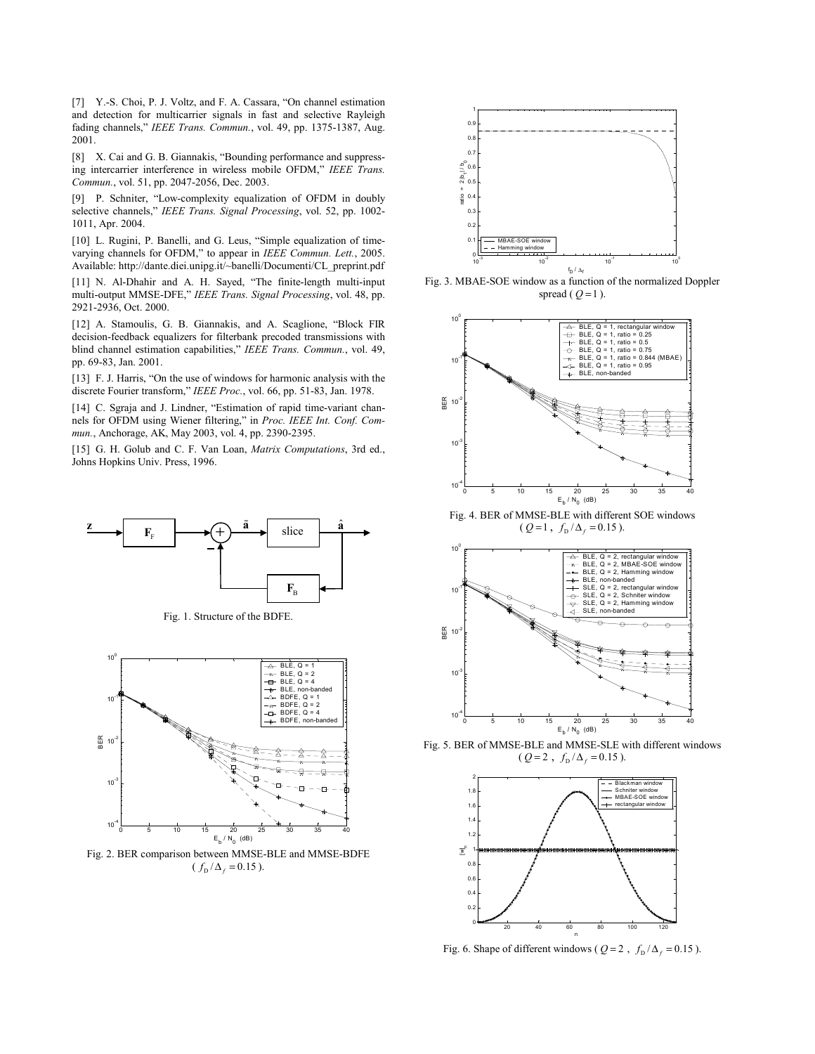[7] Y.-S. Choi, P. J. Voltz, and F. A. Cassara, "On channel estimation and detection for multicarrier signals in fast and selective Rayleigh fading channels," *IEEE Trans. Commun.*, vol. 49, pp. 1375-1387, Aug. 2001.

[8] X. Cai and G. B. Giannakis, "Bounding performance and suppressing intercarrier interference in wireless mobile OFDM," *IEEE Trans. Commun.*, vol. 51, pp. 2047-2056, Dec. 2003.

[9] P. Schniter, "Low-complexity equalization of OFDM in doubly selective channels," *IEEE Trans. Signal Processing*, vol. 52, pp. 1002-1011, Apr. 2004.

[10] L. Rugini, P. Banelli, and G. Leus, "Simple equalization of time-varying channels for OFDM," to appear in *IEEE Commun. Lett.*, 2005. Available: http://dante.diei.unipg.it/~banelli/Documenti/CL_preprint.pdf

[11] N. Al-Dhahir and A. H. Sayed, "The finite-length multi-input multi-output MMSE-DFE," *IEEE Trans. Signal Processing*, vol. 48, pp. 2921-2936, Oct. 2000.

[12] A. Stamoulis, G. B. Giannakis, and A. Scaglione, "Block FIR decision-feedback equalizers for filterbank precoded transmissions with blind channel estimation capabilities," *IEEE Trans. Commun.*, vol. 49, pp. 69-83, Jan. 2001.

[13] F. J. Harris, "On the use of windows for harmonic analysis with the discrete Fourier transform," *IEEE Proc.*, vol. 66, pp. 51-83, Jan. 1978.

[14] C. Sgraja and J. Lindner, "Estimation of rapid time-variant channels for OFDM using Wiener filtering," in *Proc. IEEE Int. Conf. Commun.*, Anchorage, AK, May 2003, vol. 4, pp. 2390-2395.

[15] G. H. Golub and C. F. Van Loan, *Matrix Computations*, 3rd ed., Johns Hopkins Univ. Press, 1996.

z
$\mathbf{F}_F$
$\tilde{\mathbf{a}}$
slice
$\hat{\mathbf{a}}$
$\mathbf{F}_B$

Fig. 1. Structure of the BDFE.

BLE, Q = 1
BLE, Q = 2
BLE, Q = 4
BLE, non-banded
BDFE, Q = 1
BDFE, Q = 2
BDFE, Q = 4
BDFE, non-banded
BER
$E_b$ / $N_0$ (dB)

Fig. 2. BER comparison between MMSE-BLE and MMSE-BDFE ($f_D/\Delta_f = 0.15$).

ratio = $2|b_1|/b_0$
MBAE-SOE window
Hamming window
$f_D$ / $\Delta_f$

Fig. 3. MBAE-SOE window as a function of the normalized Doppler spread ($Q=1$).

BLE, Q = 1, rectangular window
BLE, Q = 1, ratio = 0.25
BLE, Q = 1, ratio = 0.5
BLE, Q = 1, ratio = 0.75
BLE, Q = 1, ratio = 0.844 (MBAE)
BLE, Q = 1, ratio = 0.95
BLE, non-banded
BER
$E_b$ / $N_0$ (dB)

Fig. 4. BER of MMSE-BLE with different SOE windows ($Q=1$, $f_D/\Delta_f = 0.15$).

BLE, Q = 2, rectangular window
BLE, Q = 2, MBAE-SOE window
BLE, Q = 2, Hamming window
BLE, non-banded
SLE, Q = 2, rectangular window
SLE, Q = 2, Schniter window
SLE, Q = 2, Hamming window
SLE, non-banded
BER
$E_b$ / $N_0$ (dB)

Fig. 5. BER of MMSE-BLE and MMSE-SLE with different windows ($Q=2$, $f_D/\Delta_f = 0.15$).

Blackman window
Schniter window
MBAE-SOE window
rectangular window
$[w]_n$
n

Fig. 6. Shape of different windows ($Q=2$, $f_D/\Delta_f = 0.15$).